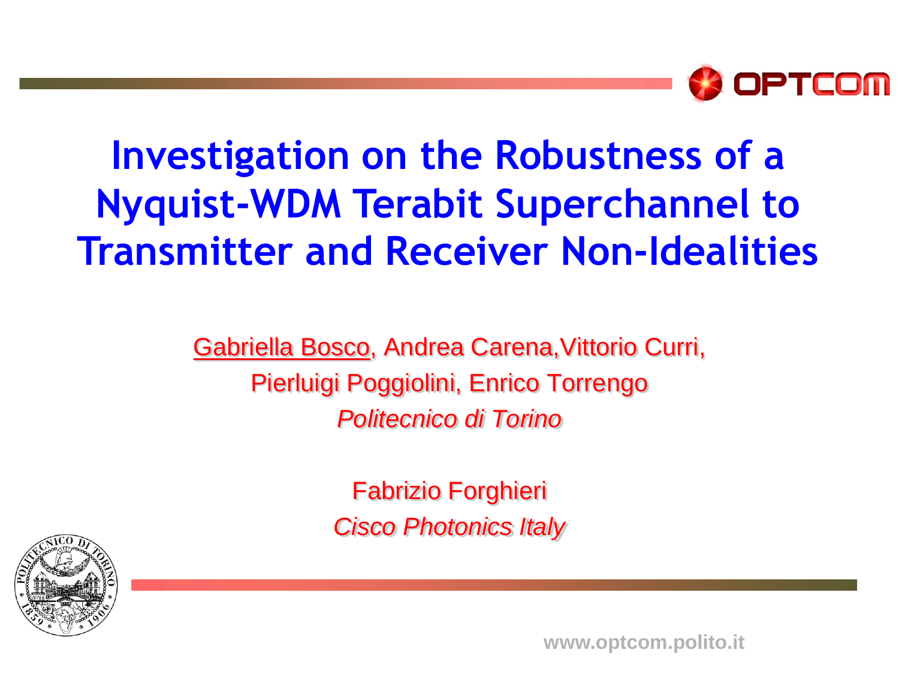# Investigation on the Robustness of a Nyquist-WDM Terabit Superchannel to Transmitter and Receiver Non-Idealities

Gabriella Bosco, Andrea Carena,Vittorio Curri,
Pierluigi Poggiolini, Enrico Torrengo
*Politecnico di Torino*

Fabrizio Forghieri
*Cisco Photonics Italy*

www.optcom.polito.it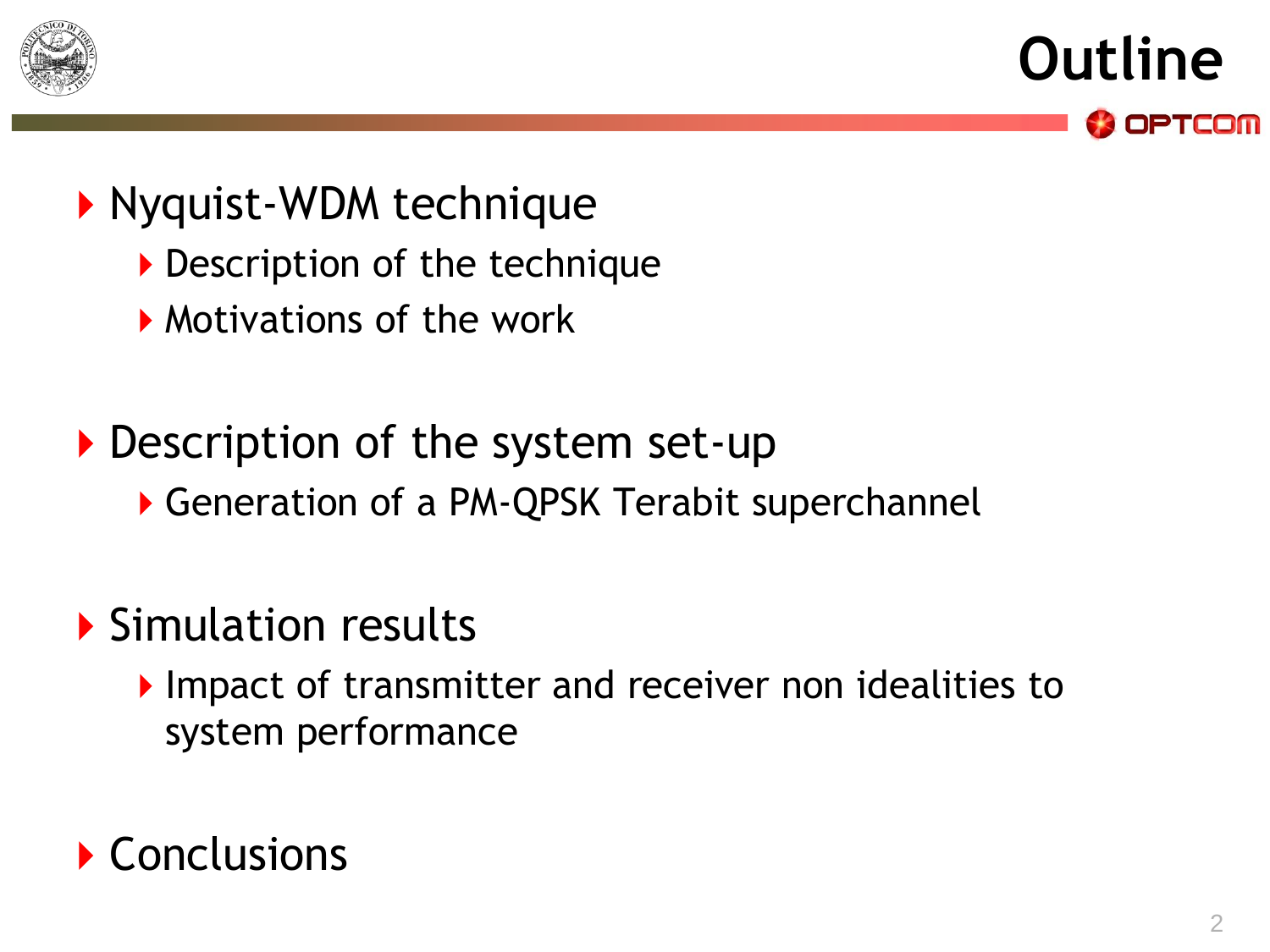# Outline

- Nyquist-WDM technique
  - Description of the technique
  - Motivations of the work
- Description of the system set-up
  - Generation of a PM-QPSK Terabit superchannel
- Simulation results
  - Impact of transmitter and receiver non idealities to system performance
- Conclusions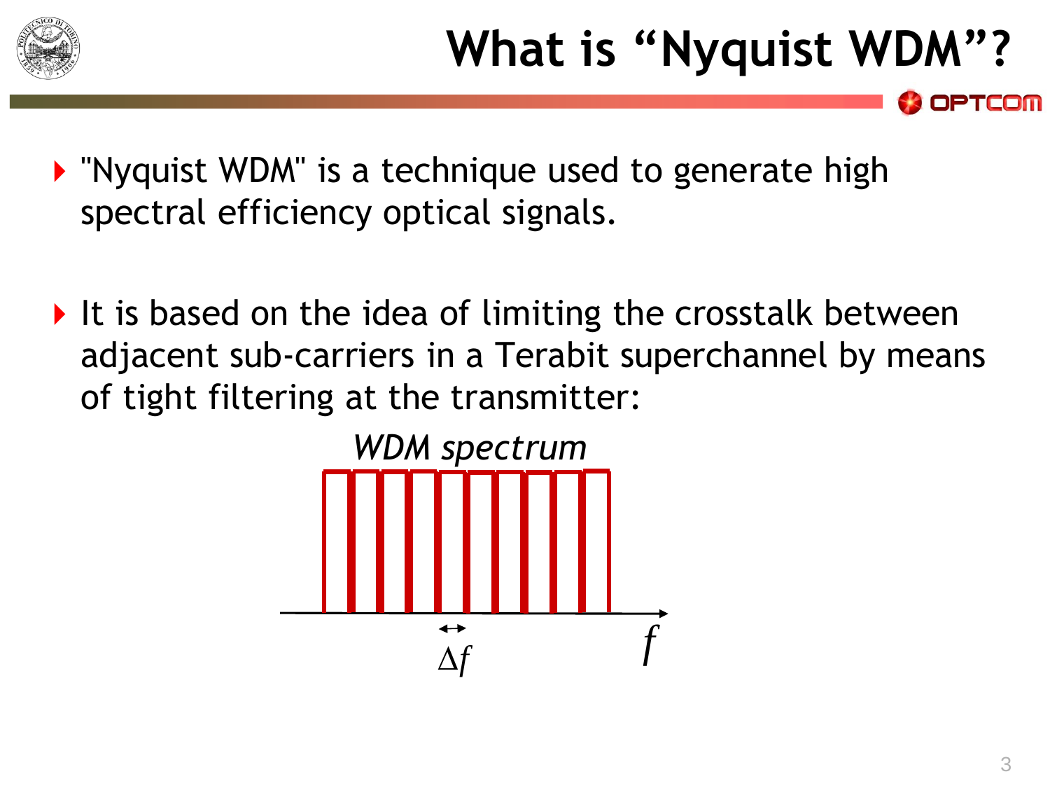# What is "Nyquist WDM"?

- "Nyquist WDM" is a technique used to generate high spectral efficiency optical signals.

- It is based on the idea of limiting the crosstalk between adjacent sub-carriers in a Terabit superchannel by means of tight filtering at the transmitter:

*WDM spectrum*

$\Delta f$

$f$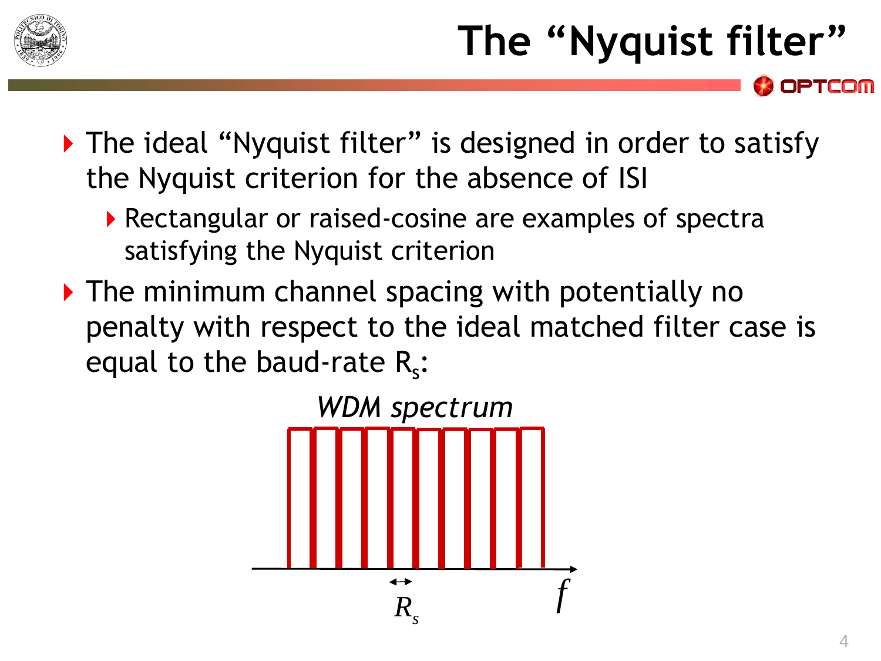# The "Nyquist filter"

- The ideal "Nyquist filter" is designed in order to satisfy the Nyquist criterion for the absence of ISI
  - Rectangular or raised-cosine are examples of spectra satisfying the Nyquist criterion
- The minimum channel spacing with potentially no penalty with respect to the ideal matched filter case is equal to the baud-rate $R_s$:

*WDM spectrum*

$R_s$

$f$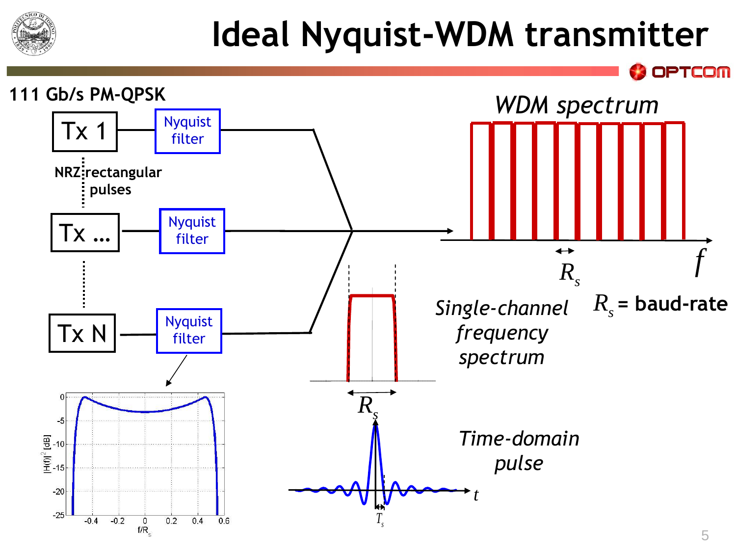# Ideal Nyquist-WDM transmitter

**111 Gb/s PM-QPSK**

Tx 1 — Nyquist filter

NRZ rectangular pulses

Tx … — Nyquist filter

Tx N — Nyquist filter

*WDM spectrum*

$R_s$

$f$

$R_s$ **= baud-rate**

*Single-channel frequency spectrum*

$R_s$

*Time-domain pulse*

$t$

$T_s$

$|H(f)|^2$ [dB]

$f/R_s$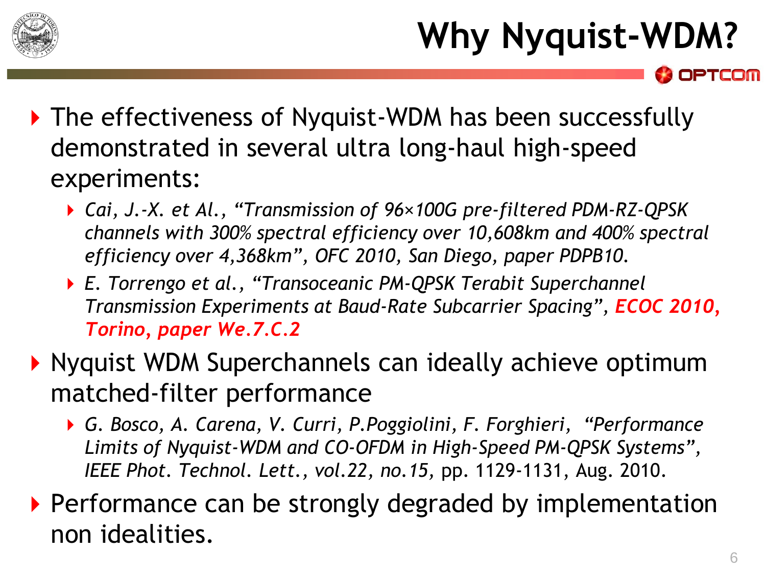# Why Nyquist-WDM?

- The effectiveness of Nyquist-WDM has been successfully demonstrated in several ultra long-haul high-speed experiments:
  - *Cai, J.-X. et Al., "Transmission of 96×100G pre-filtered PDM-RZ-QPSK channels with 300% spectral efficiency over 10,608km and 400% spectral efficiency over 4,368km", OFC 2010, San Diego, paper PDPB10.*
  - *E. Torrengo et al., "Transoceanic PM-QPSK Terabit Superchannel Transmission Experiments at Baud-Rate Subcarrier Spacing", **ECOC 2010, Torino, paper We.7.C.2***
- Nyquist WDM Superchannels can ideally achieve optimum matched-filter performance
  - *G. Bosco, A. Carena, V. Curri, P.Poggiolini, F. Forghieri, "Performance Limits of Nyquist-WDM and CO-OFDM in High-Speed PM-QPSK Systems", IEEE Phot. Technol. Lett., vol.22, no.15,* pp. 1129-1131, Aug. 2010.
- Performance can be strongly degraded by implementation non idealities.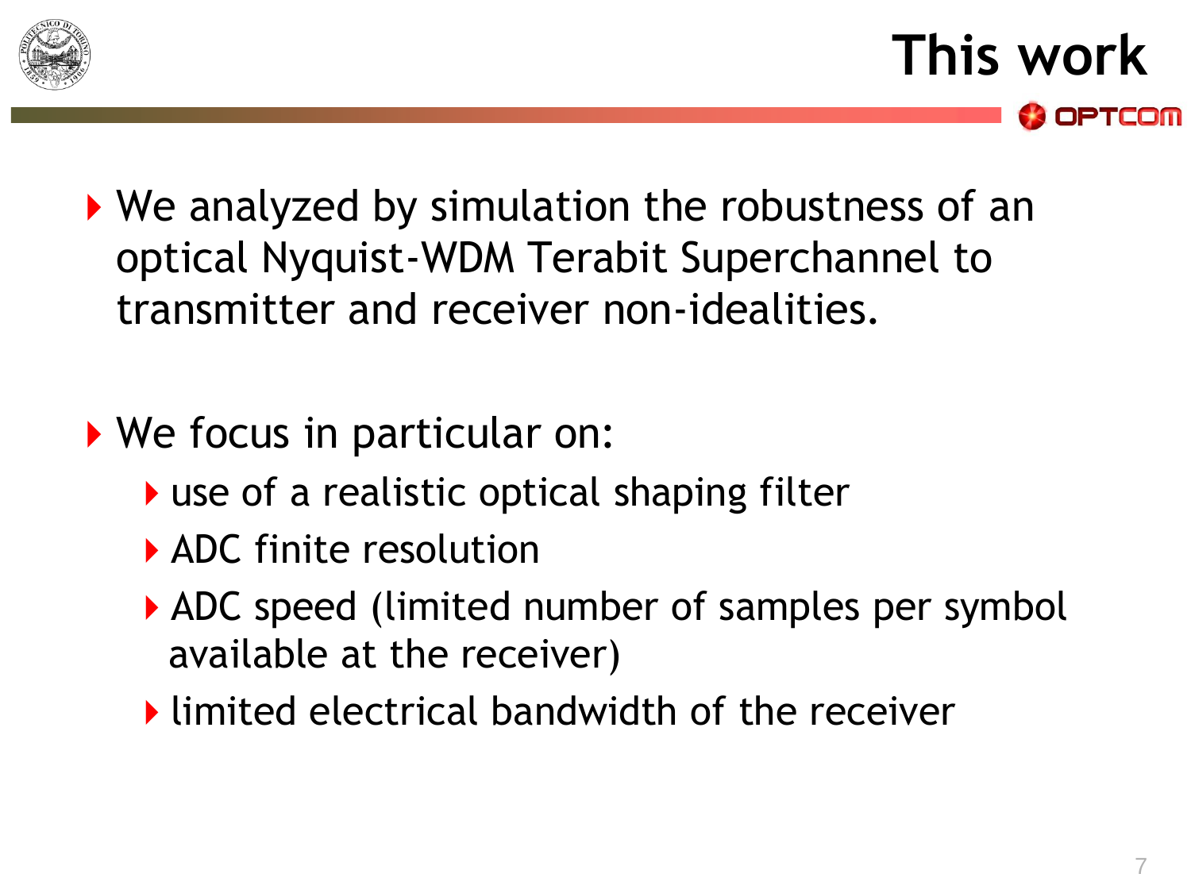# This work

- We analyzed by simulation the robustness of an optical Nyquist-WDM Terabit Superchannel to transmitter and receiver non-idealities.

- We focus in particular on:
  - use of a realistic optical shaping filter
  - ADC finite resolution
  - ADC speed (limited number of samples per symbol available at the receiver)
  - limited electrical bandwidth of the receiver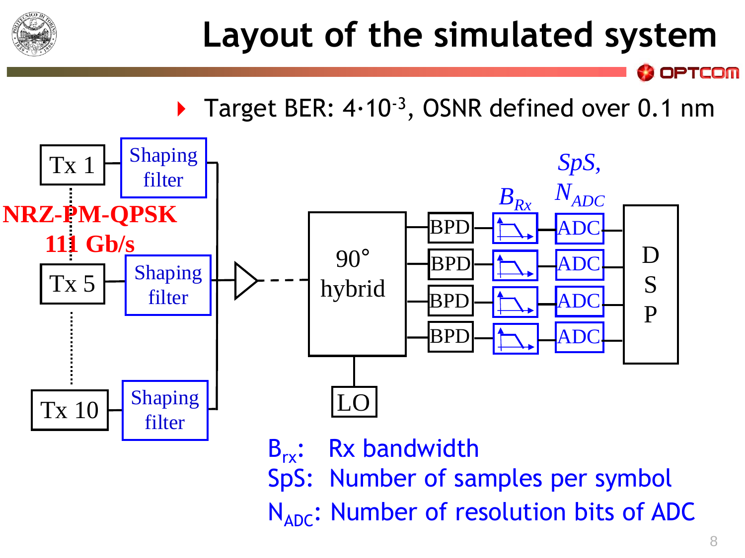# Layout of the simulated system

- Target BER: $4 \cdot 10^{-3}$, OSNR defined over 0.1 nm

Tx 1 — Shaping filter

**NRZ-PM-QPSK 111 Gb/s**

Tx 5 — Shaping filter

Tx 10 — Shaping filter

90° hybrid — LO

BPD — $B_{Rx}$ — ADC ($SpS$, $N_{ADC}$) — DSP

$B_{rx}$: Rx bandwidth

SpS: Number of samples per symbol

$N_{ADC}$: Number of resolution bits of ADC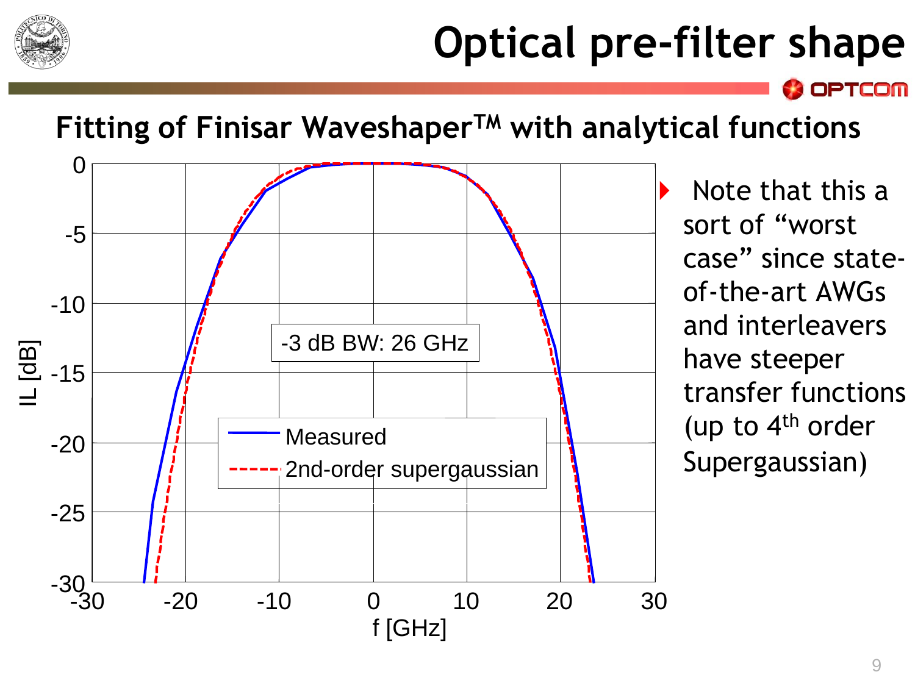# Optical pre-filter shape

## Fitting of Finisar Waveshaper™ with analytical functions

- Note that this a sort of "worst case" since state-of-the-art AWGs and interleavers have steeper transfer functions (up to 4th order Supergaussian)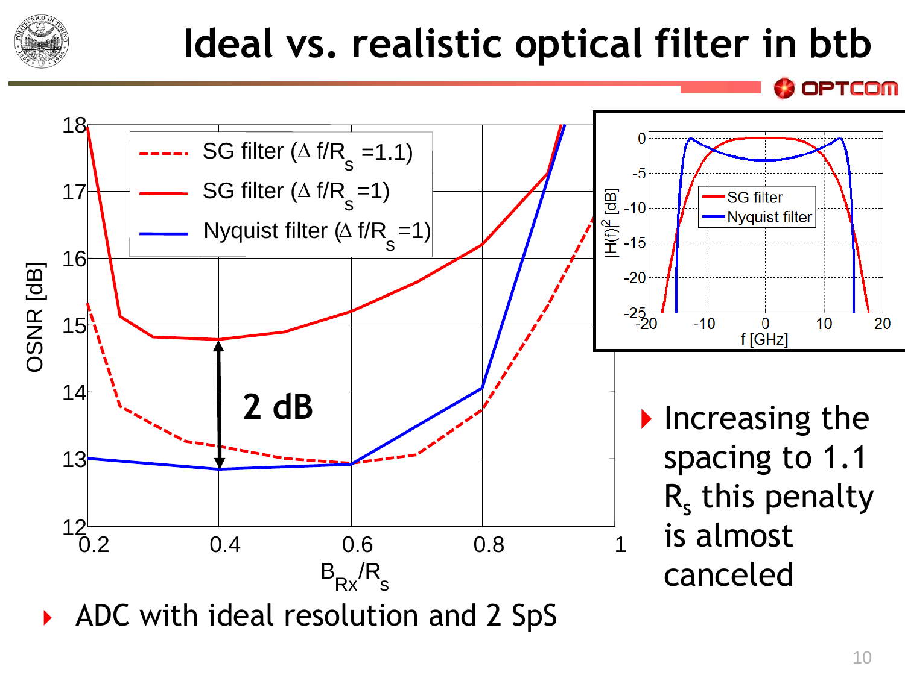# Ideal vs. realistic optical filter in btb

- Increasing the spacing to 1.1 $R_s$ this penalty is almost canceled

- ADC with ideal resolution and 2 SpS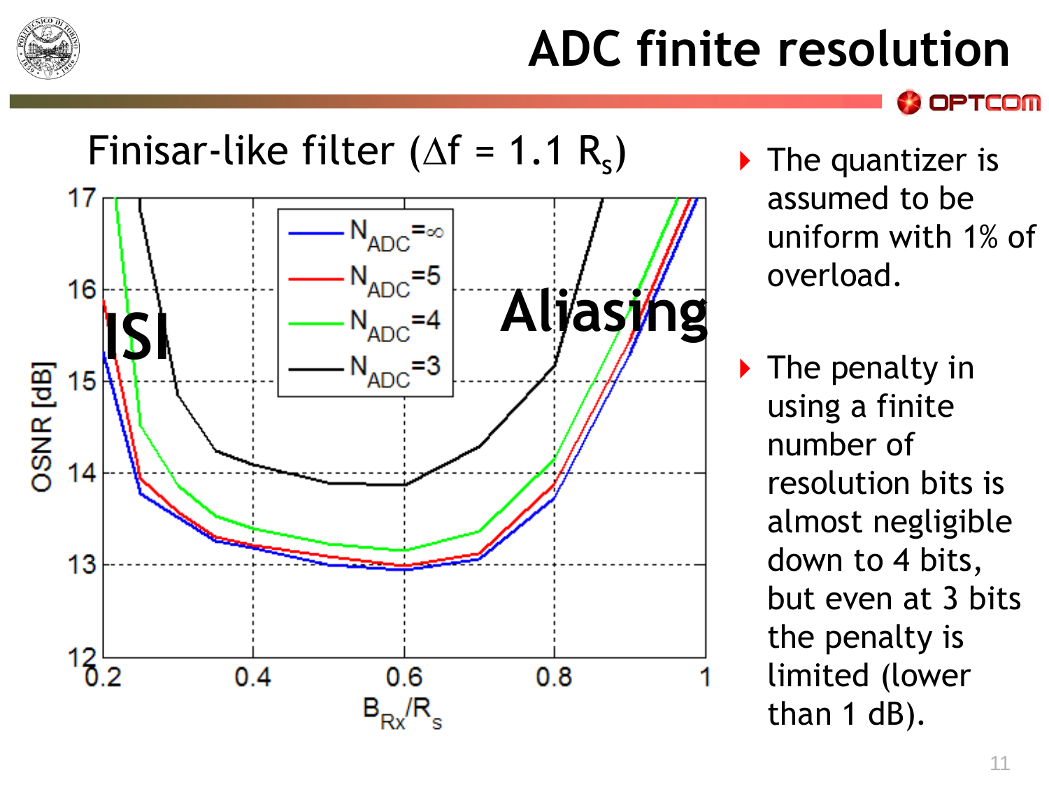# ADC finite resolution

## Finisar-like filter ($\Delta f = 1.1\ R_s$)

- The quantizer is assumed to be uniform with 1% of overload.
- The penalty in using a finite number of resolution bits is almost negligible down to 4 bits, but even at 3 bits the penalty is limited (lower than 1 dB).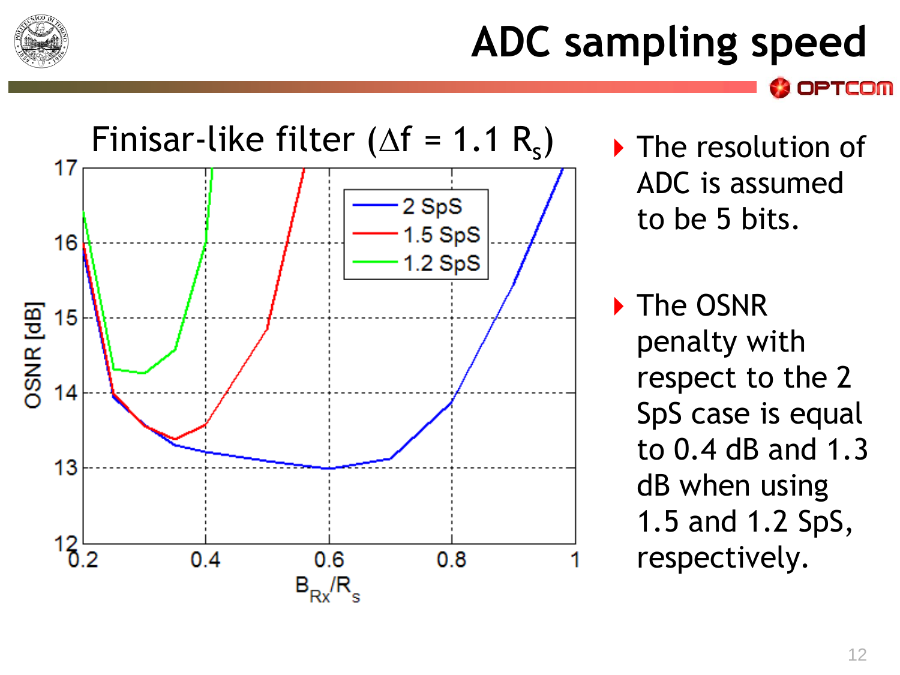# ADC sampling speed

Finisar-like filter ($\Delta f$ = 1.1 $R_s$)

- The resolution of ADC is assumed to be 5 bits.
- The OSNR penalty with respect to the 2 SpS case is equal to 0.4 dB and 1.3 dB when using 1.5 and 1.2 SpS, respectively.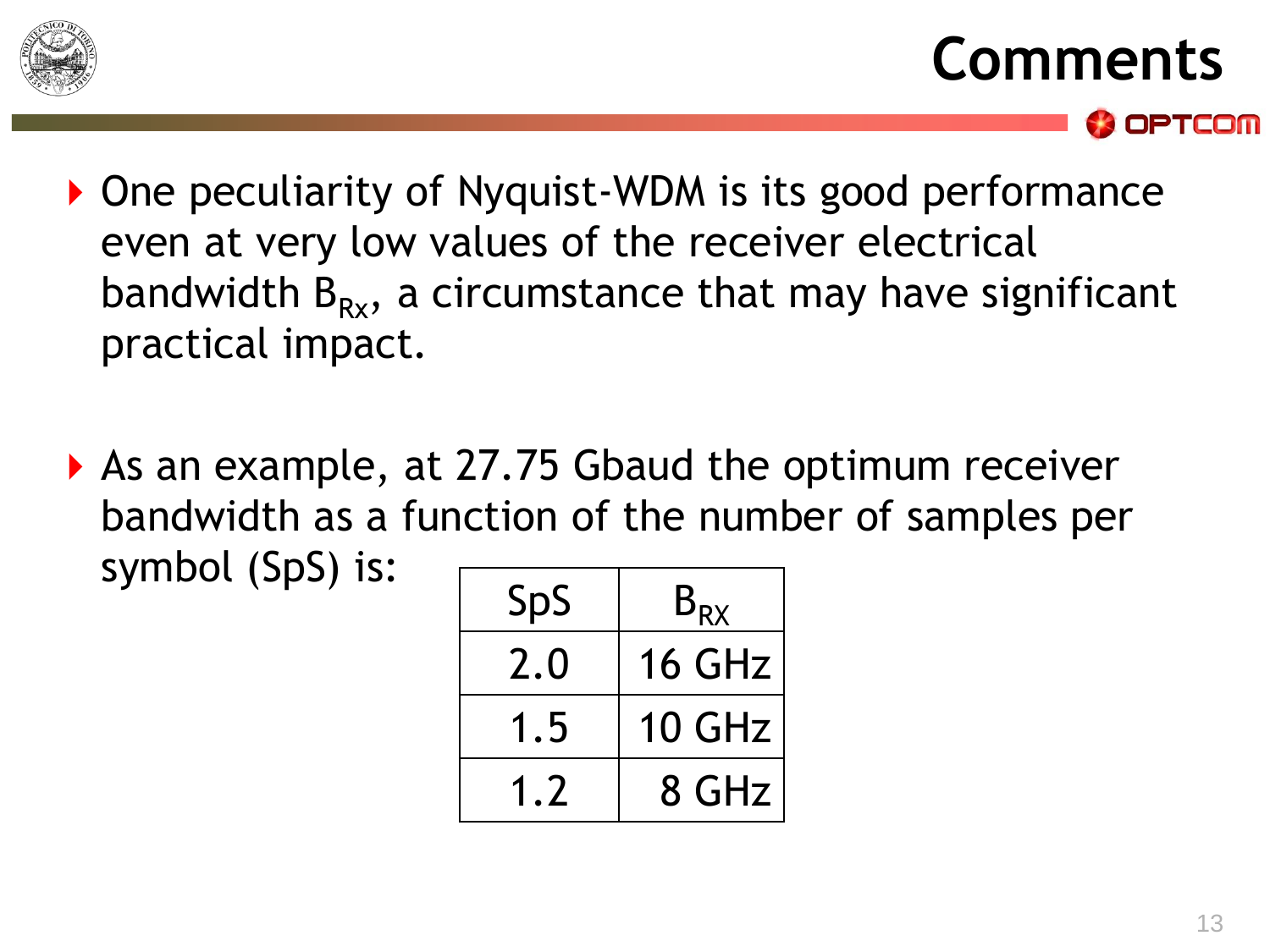# Comments

- One peculiarity of Nyquist-WDM is its good performance even at very low values of the receiver electrical bandwidth $B_{Rx}$, a circumstance that may have significant practical impact.

- As an example, at 27.75 Gbaud the optimum receiver bandwidth as a function of the number of samples per symbol (SpS) is:

| SpS | $B_{RX}$ |
|---|---|
| 2.0 | 16 GHz |
| 1.5 | 10 GHz |
| 1.2 | 8 GHz |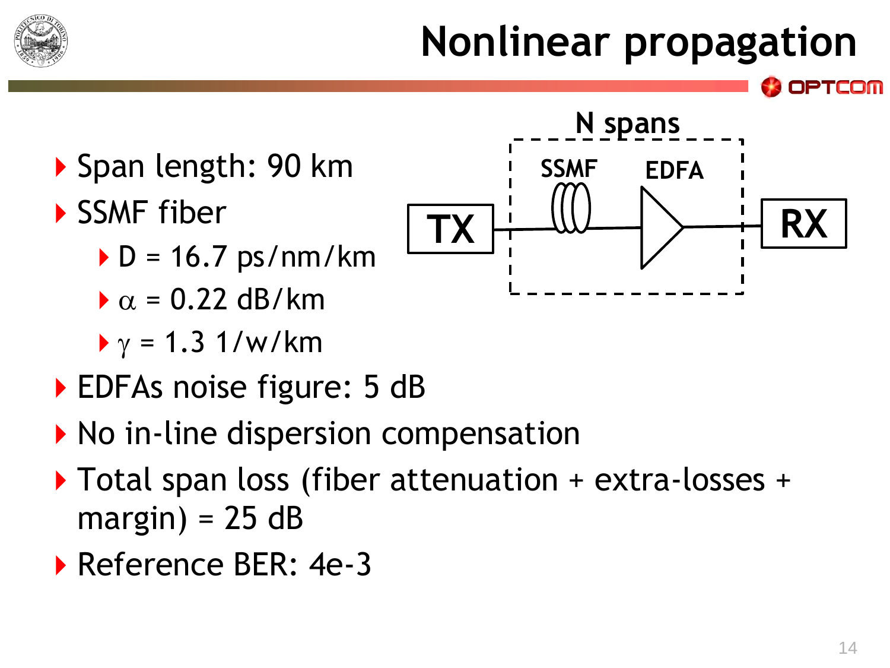# Nonlinear propagation

- Span length: 90 km
- SSMF fiber
  - D = 16.7 ps/nm/km
  - $\alpha$ = 0.22 dB/km
  - $\gamma$ = 1.3 1/w/km
- EDFAs noise figure: 5 dB
- No in-line dispersion compensation
- Total span loss (fiber attenuation + extra-losses + margin) = 25 dB
- Reference BER: 4e-3

N spans

TX — SSMF — EDFA — RX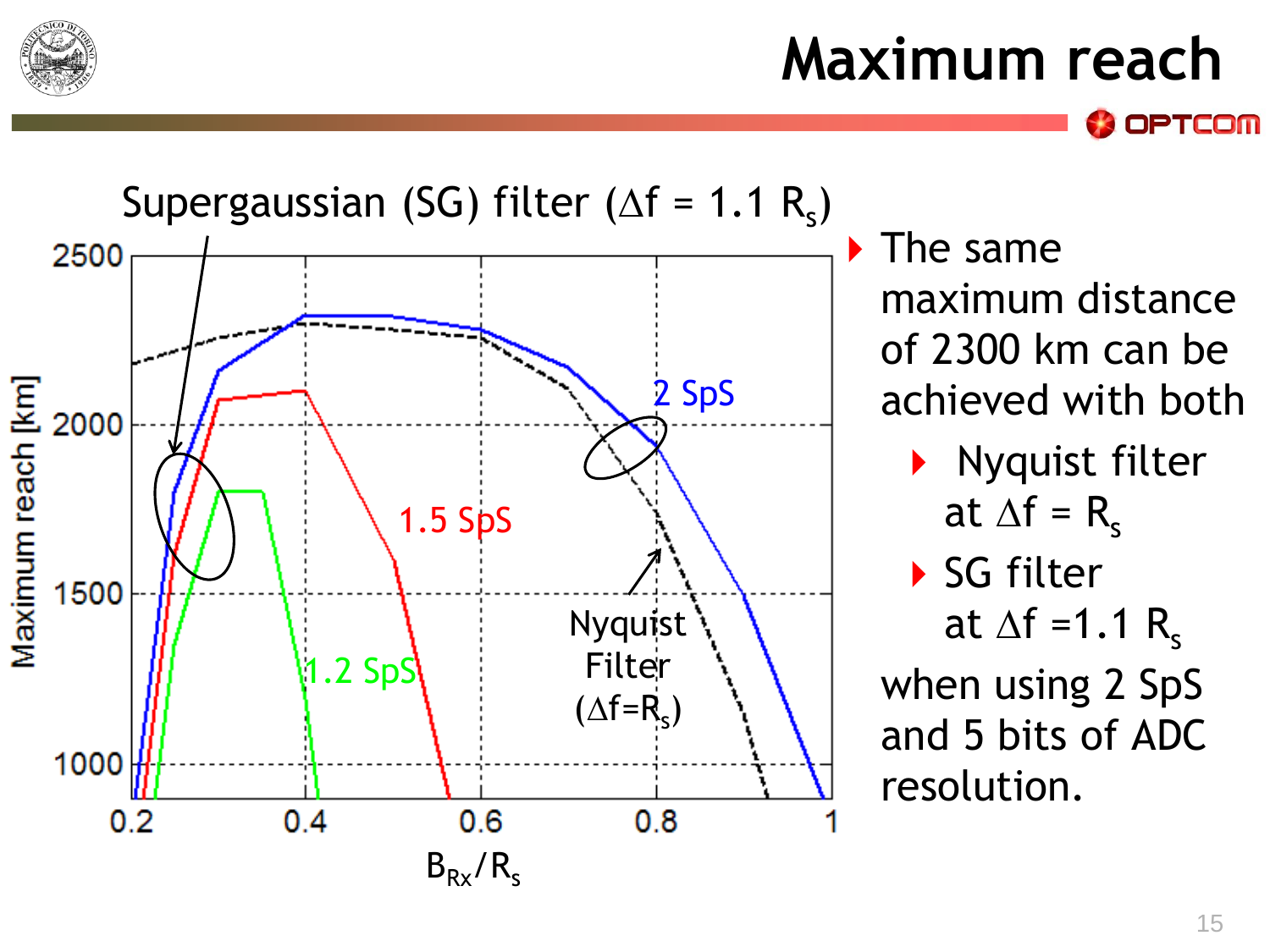# Maximum reach

Supergaussian (SG) filter ($\Delta f = 1.1\ R_s$)

Maximum reach [km]

2500, 2000, 1500, 1000

0.2, 0.4, 0.6, 0.8, 1

$B_{Rx}/R_s$

2 SpS

1.5 SpS

1.2 SpS

Nyquist Filter ($\Delta f = R_s$)

- The same maximum distance of 2300 km can be achieved with both
  - Nyquist filter at $\Delta f = R_s$
  - SG filter at $\Delta f = 1.1\ R_s$

  when using 2 SpS and 5 bits of ADC resolution.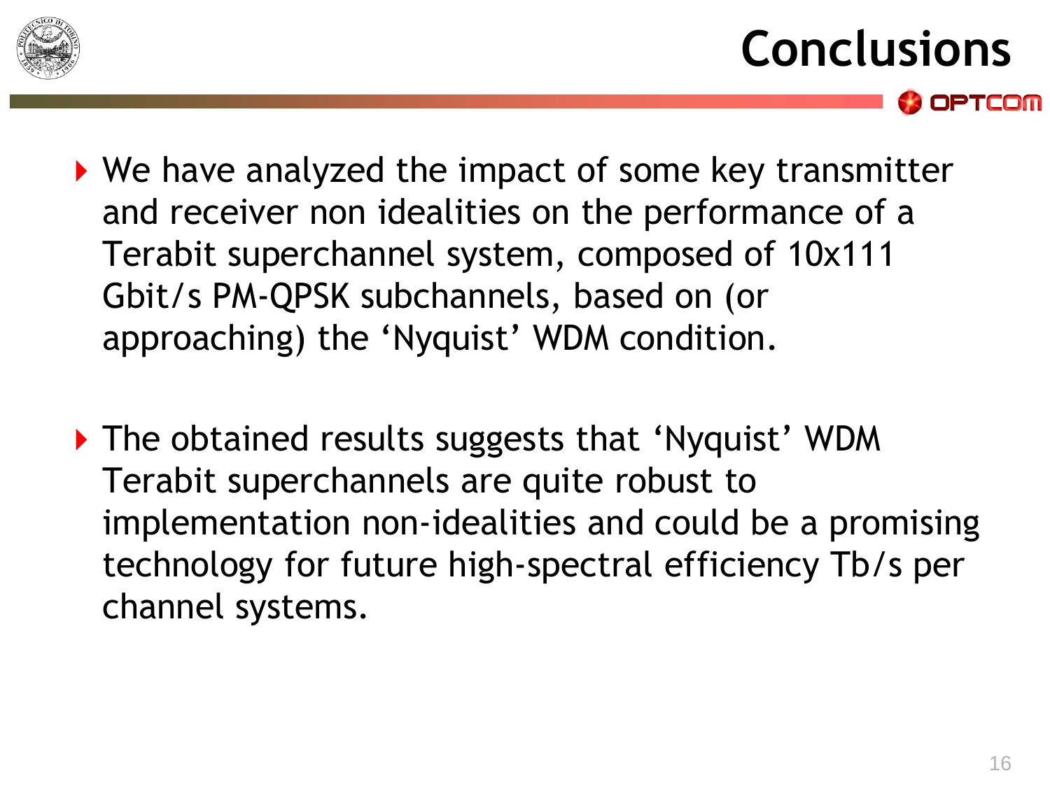# Conclusions

- We have analyzed the impact of some key transmitter and receiver non idealities on the performance of a Terabit superchannel system, composed of 10x111 Gbit/s PM-QPSK subchannels, based on (or approaching) the 'Nyquist' WDM condition.

- The obtained results suggests that 'Nyquist' WDM Terabit superchannels are quite robust to implementation non-idealities and could be a promising technology for future high-spectral efficiency Tb/s per channel systems.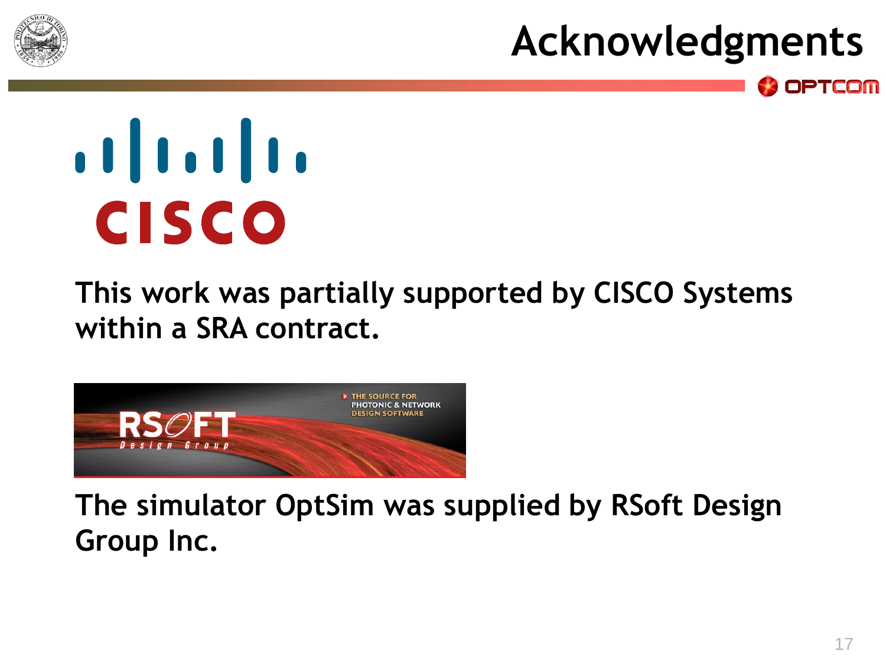# Acknowledgments

This work was partially supported by CISCO Systems within a SRA contract.

The simulator OptSim was supplied by RSoft Design Group Inc.